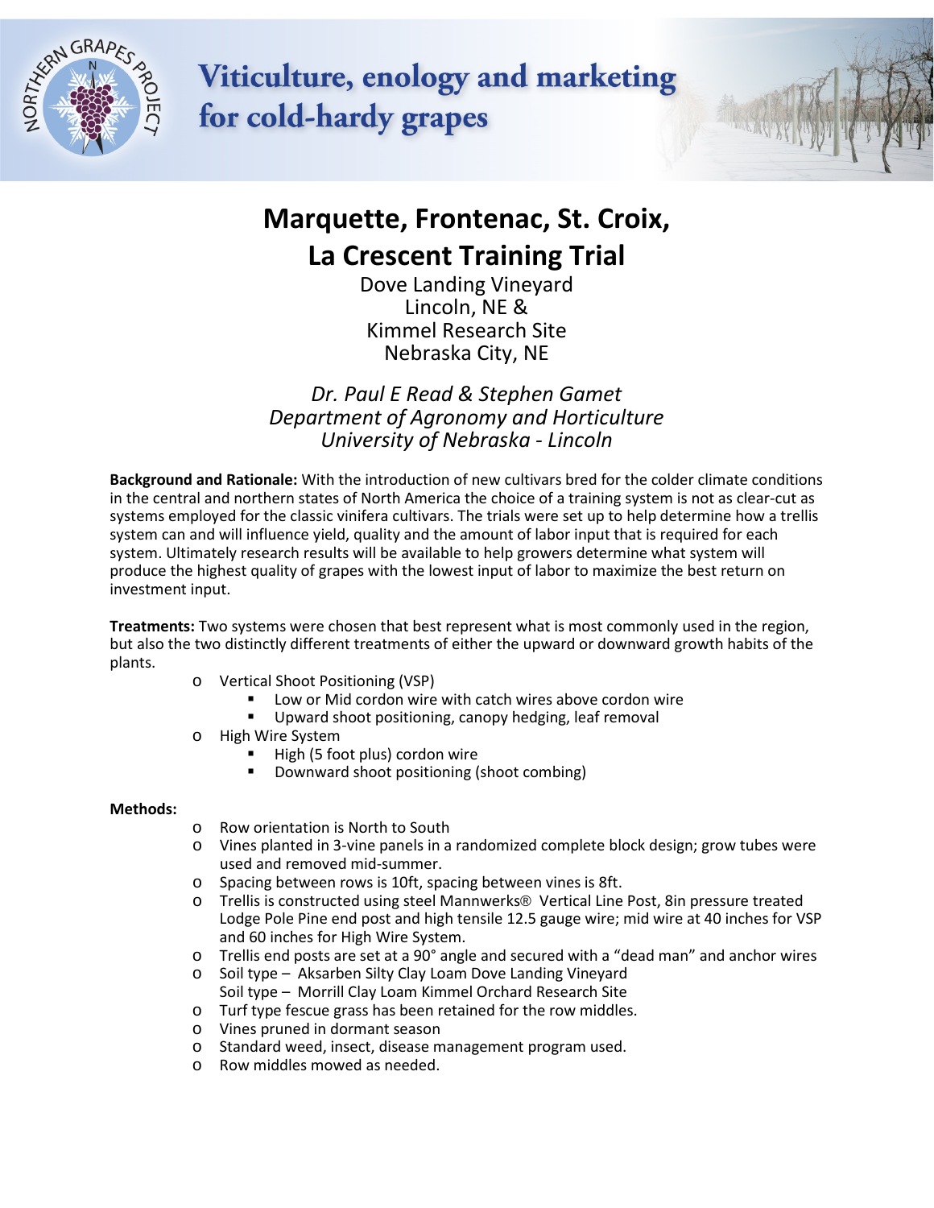# Viticulture, enology and marketing for cold-hardy grapes

## Marquette, Frontenac, St. Croix, La Crescent Training Trial

Dove Landing Vineyard
Lincoln, NE &
Kimmel Research Site
Nebraska City, NE

*Dr. Paul E Read & Stephen Gamet*
*Department of Agronomy and Horticulture*
*University of Nebraska - Lincoln*

**Background and Rationale:** With the introduction of new cultivars bred for the colder climate conditions in the central and northern states of North America the choice of a training system is not as clear-cut as systems employed for the classic vinifera cultivars. The trials were set up to help determine how a trellis system can and will influence yield, quality and the amount of labor input that is required for each system. Ultimately research results will be available to help growers determine what system will produce the highest quality of grapes with the lowest input of labor to maximize the best return on investment input.

**Treatments:** Two systems were chosen that best represent what is most commonly used in the region, but also the two distinctly different treatments of either the upward or downward growth habits of the plants.

- Vertical Shoot Positioning (VSP)
  - Low or Mid cordon wire with catch wires above cordon wire
  - Upward shoot positioning, canopy hedging, leaf removal
- High Wire System
  - High (5 foot plus) cordon wire
  - Downward shoot positioning (shoot combing)

**Methods:**

- Row orientation is North to South
- Vines planted in 3-vine panels in a randomized complete block design; grow tubes were used and removed mid-summer.
- Spacing between rows is 10ft, spacing between vines is 8ft.
- Trellis is constructed using steel Mannwerks® Vertical Line Post, 8in pressure treated Lodge Pole Pine end post and high tensile 12.5 gauge wire; mid wire at 40 inches for VSP and 60 inches for High Wire System.
- Trellis end posts are set at a 90° angle and secured with a "dead man" and anchor wires
- Soil type – Aksarben Silty Clay Loam Dove Landing Vineyard
  Soil type – Morrill Clay Loam Kimmel Orchard Research Site
- Turf type fescue grass has been retained for the row middles.
- Vines pruned in dormant season
- Standard weed, insect, disease management program used.
- Row middles mowed as needed.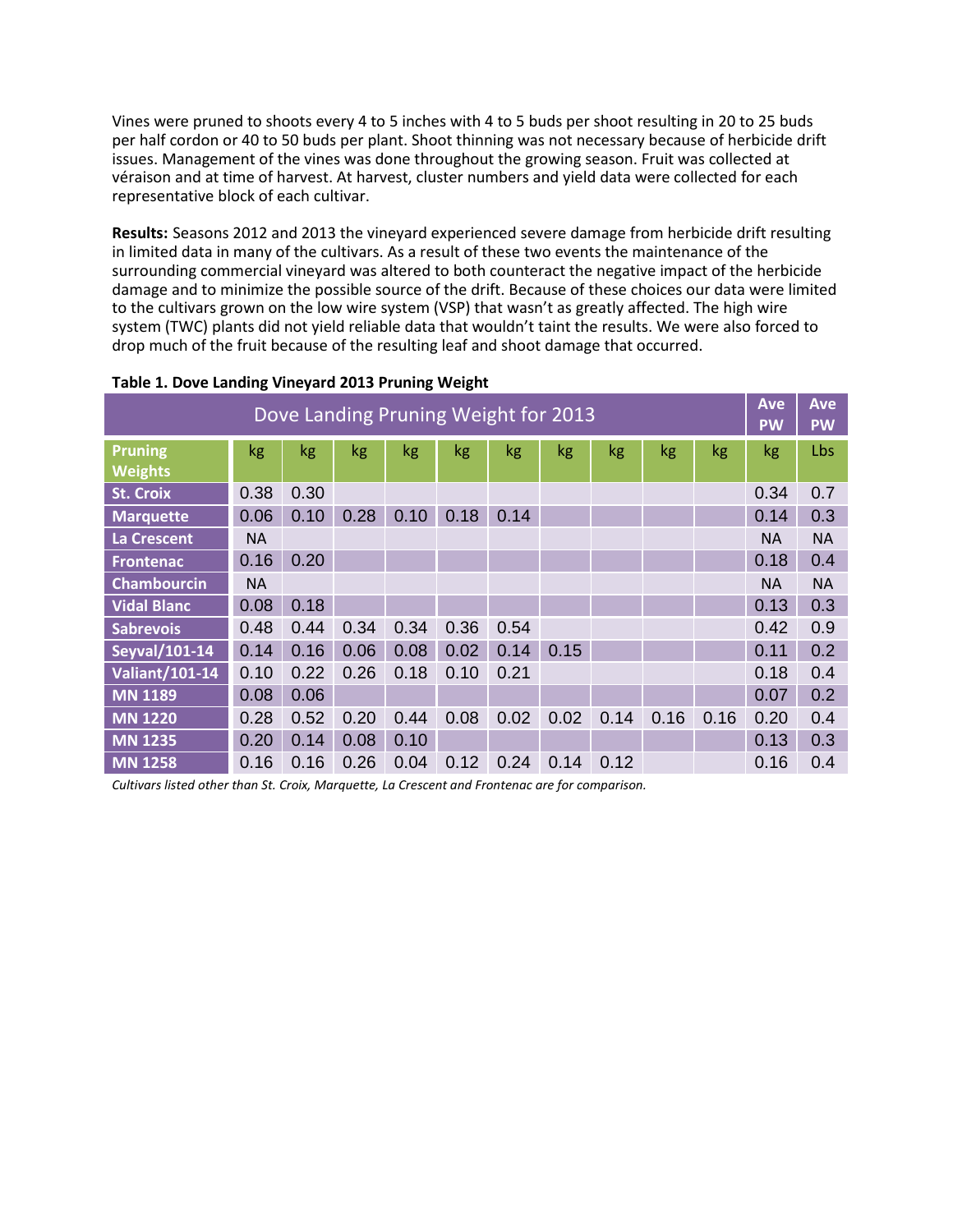Vines were pruned to shoots every 4 to 5 inches with 4 to 5 buds per shoot resulting in 20 to 25 buds per half cordon or 40 to 50 buds per plant. Shoot thinning was not necessary because of herbicide drift issues. Management of the vines was done throughout the growing season. Fruit was collected at véraison and at time of harvest. At harvest, cluster numbers and yield data were collected for each representative block of each cultivar.

**Results:** Seasons 2012 and 2013 the vineyard experienced severe damage from herbicide drift resulting in limited data in many of the cultivars. As a result of these two events the maintenance of the surrounding commercial vineyard was altered to both counteract the negative impact of the herbicide damage and to minimize the possible source of the drift. Because of these choices our data were limited to the cultivars grown on the low wire system (VSP) that wasn't as greatly affected. The high wire system (TWC) plants did not yield reliable data that wouldn't taint the results. We were also forced to drop much of the fruit because of the resulting leaf and shoot damage that occurred.

**Table 1. Dove Landing Vineyard 2013 Pruning Weight**

| Dove Landing Pruning Weight for 2013 | | | | | | | | | | | Ave PW | Ave PW |
|---|---|---|---|---|---|---|---|---|---|---|---|---|
| **Pruning Weights** | kg | kg | kg | kg | kg | kg | kg | kg | kg | kg | kg | Lbs |
| **St. Croix** | 0.38 | 0.30 | | | | | | | | | 0.34 | 0.7 |
| **Marquette** | 0.06 | 0.10 | 0.28 | 0.10 | 0.18 | 0.14 | | | | | 0.14 | 0.3 |
| **La Crescent** | NA | | | | | | | | | | NA | NA |
| **Frontenac** | 0.16 | 0.20 | | | | | | | | | 0.18 | 0.4 |
| **Chambourcin** | NA | | | | | | | | | | NA | NA |
| **Vidal Blanc** | 0.08 | 0.18 | | | | | | | | | 0.13 | 0.3 |
| **Sabrevois** | 0.48 | 0.44 | 0.34 | 0.34 | 0.36 | 0.54 | | | | | 0.42 | 0.9 |
| **Seyval/101-14** | 0.14 | 0.16 | 0.06 | 0.08 | 0.02 | 0.14 | 0.15 | | | | 0.11 | 0.2 |
| **Valiant/101-14** | 0.10 | 0.22 | 0.26 | 0.18 | 0.10 | 0.21 | | | | | 0.18 | 0.4 |
| **MN 1189** | 0.08 | 0.06 | | | | | | | | | 0.07 | 0.2 |
| **MN 1220** | 0.28 | 0.52 | 0.20 | 0.44 | 0.08 | 0.02 | 0.02 | 0.14 | 0.16 | 0.16 | 0.20 | 0.4 |
| **MN 1235** | 0.20 | 0.14 | 0.08 | 0.10 | | | | | | | 0.13 | 0.3 |
| **MN 1258** | 0.16 | 0.16 | 0.26 | 0.04 | 0.12 | 0.24 | 0.14 | 0.12 | | | 0.16 | 0.4 |

*Cultivars listed other than St. Croix, Marquette, La Crescent and Frontenac are for comparison.*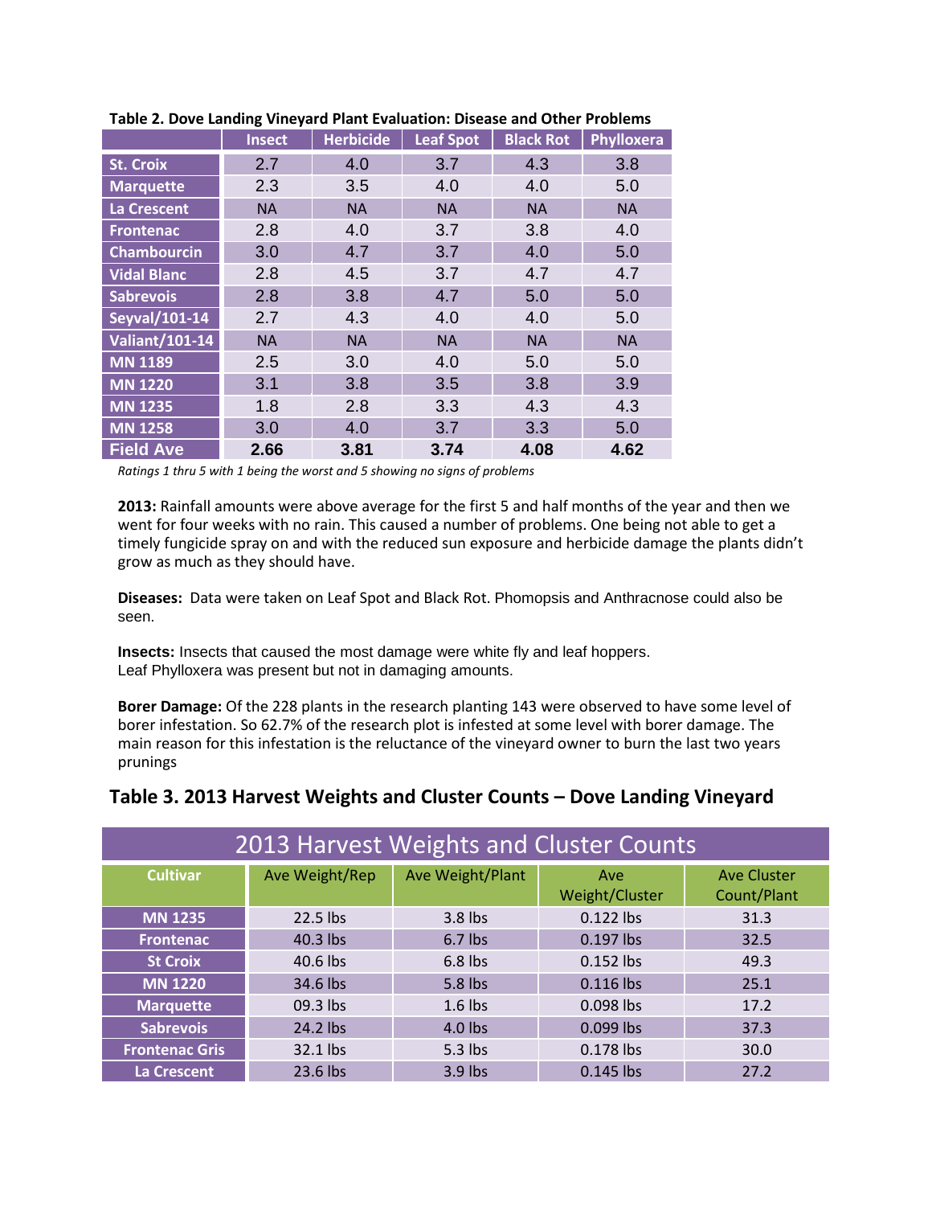**Table 2. Dove Landing Vineyard Plant Evaluation: Disease and Other Problems**

| | Insect | Herbicide | Leaf Spot | Black Rot | Phylloxera |
|---|---|---|---|---|---|
| **St. Croix** | 2.7 | 4.0 | 3.7 | 4.3 | 3.8 |
| **Marquette** | 2.3 | 3.5 | 4.0 | 4.0 | 5.0 |
| **La Crescent** | NA | NA | NA | NA | NA |
| **Frontenac** | 2.8 | 4.0 | 3.7 | 3.8 | 4.0 |
| **Chambourcin** | 3.0 | 4.7 | 3.7 | 4.0 | 5.0 |
| **Vidal Blanc** | 2.8 | 4.5 | 3.7 | 4.7 | 4.7 |
| **Sabrevois** | 2.8 | 3.8 | 4.7 | 5.0 | 5.0 |
| **Seyval/101-14** | 2.7 | 4.3 | 4.0 | 4.0 | 5.0 |
| **Valiant/101-14** | NA | NA | NA | NA | NA |
| **MN 1189** | 2.5 | 3.0 | 4.0 | 5.0 | 5.0 |
| **MN 1220** | 3.1 | 3.8 | 3.5 | 3.8 | 3.9 |
| **MN 1235** | 1.8 | 2.8 | 3.3 | 4.3 | 4.3 |
| **MN 1258** | 3.0 | 4.0 | 3.7 | 3.3 | 5.0 |
| **Field Ave** | **2.66** | **3.81** | **3.74** | **4.08** | **4.62** |

*Ratings 1 thru 5 with 1 being the worst and 5 showing no signs of problems*

**2013:** Rainfall amounts were above average for the first 5 and half months of the year and then we went for four weeks with no rain. This caused a number of problems. One being not able to get a timely fungicide spray on and with the reduced sun exposure and herbicide damage the plants didn't grow as much as they should have.

**Diseases:** Data were taken on Leaf Spot and Black Rot. Phomopsis and Anthracnose could also be seen.

**Insects:** Insects that caused the most damage were white fly and leaf hoppers.
Leaf Phylloxera was present but not in damaging amounts.

**Borer Damage:** Of the 228 plants in the research planting 143 were observed to have some level of borer infestation. So 62.7% of the research plot is infested at some level with borer damage. The main reason for this infestation is the reluctance of the vineyard owner to burn the last two years prunings

## Table 3. 2013 Harvest Weights and Cluster Counts – Dove Landing Vineyard

| 2013 Harvest Weights and Cluster Counts | | | | |
|---|---|---|---|---|
| **Cultivar** | Ave Weight/Rep | Ave Weight/Plant | Ave Weight/Cluster | Ave Cluster Count/Plant |
| **MN 1235** | 22.5 lbs | 3.8 lbs | 0.122 lbs | 31.3 |
| **Frontenac** | 40.3 lbs | 6.7 lbs | 0.197 lbs | 32.5 |
| **St Croix** | 40.6 lbs | 6.8 lbs | 0.152 lbs | 49.3 |
| **MN 1220** | 34.6 lbs | 5.8 lbs | 0.116 lbs | 25.1 |
| **Marquette** | 09.3 lbs | 1.6 lbs | 0.098 lbs | 17.2 |
| **Sabrevois** | 24.2 lbs | 4.0 lbs | 0.099 lbs | 37.3 |
| **Frontenac Gris** | 32.1 lbs | 5.3 lbs | 0.178 lbs | 30.0 |
| **La Crescent** | 23.6 lbs | 3.9 lbs | 0.145 lbs | 27.2 |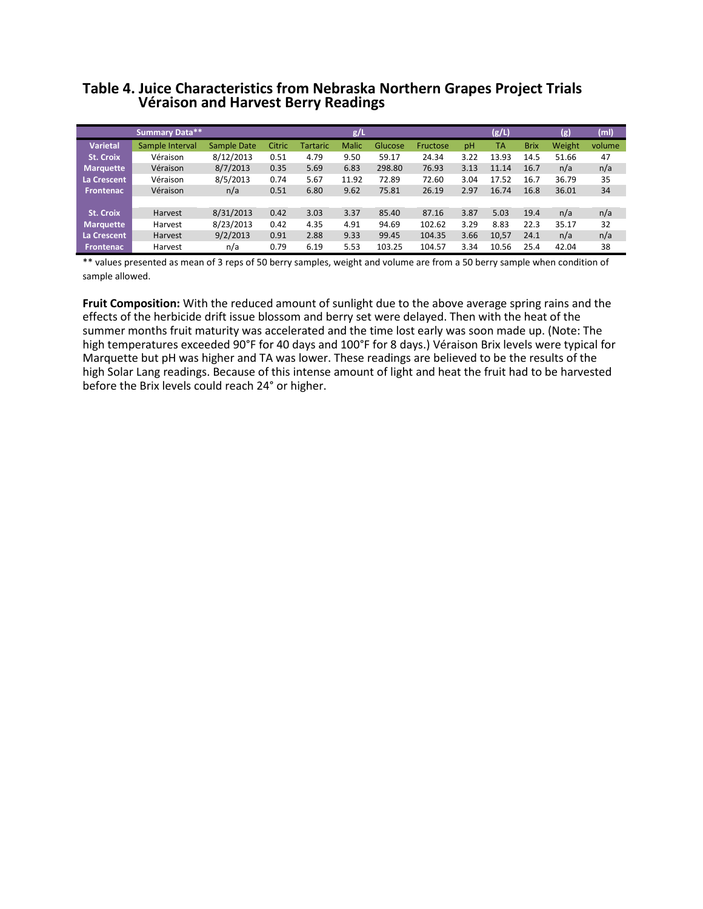# Table 4. Juice Characteristics from Nebraska Northern Grapes Project Trials Véraison and Harvest Berry Readings

| | Summary Data** | | g/L | | | | | | (g/L) | | (g) | (ml) |
|---|---|---|---|---|---|---|---|---|---|---|---|---|
| Varietal | Sample Interval | Sample Date | Citric | Tartaric | Malic | Glucose | Fructose | pH | TA | Brix | Weight | volume |
| St. Croix | Véraison | 8/12/2013 | 0.51 | 4.79 | 9.50 | 59.17 | 24.34 | 3.22 | 13.93 | 14.5 | 51.66 | 47 |
| Marquette | Véraison | 8/7/2013 | 0.35 | 5.69 | 6.83 | 298.80 | 76.93 | 3.13 | 11.14 | 16.7 | n/a | n/a |
| La Crescent | Véraison | 8/5/2013 | 0.74 | 5.67 | 11.92 | 72.89 | 72.60 | 3.04 | 17.52 | 16.7 | 36.79 | 35 |
| Frontenac | Véraison | n/a | 0.51 | 6.80 | 9.62 | 75.81 | 26.19 | 2.97 | 16.74 | 16.8 | 36.01 | 34 |
| | | | | | | | | | | | | |
| St. Croix | Harvest | 8/31/2013 | 0.42 | 3.03 | 3.37 | 85.40 | 87.16 | 3.87 | 5.03 | 19.4 | n/a | n/a |
| Marquette | Harvest | 8/23/2013 | 0.42 | 4.35 | 4.91 | 94.69 | 102.62 | 3.29 | 8.83 | 22.3 | 35.17 | 32 |
| La Crescent | Harvest | 9/2/2013 | 0.91 | 2.88 | 9.33 | 99.45 | 104.35 | 3.66 | 10,57 | 24.1 | n/a | n/a |
| Frontenac | Harvest | n/a | 0.79 | 6.19 | 5.53 | 103.25 | 104.57 | 3.34 | 10.56 | 25.4 | 42.04 | 38 |

** values presented as mean of 3 reps of 50 berry samples, weight and volume are from a 50 berry sample when condition of sample allowed.

**Fruit Composition:** With the reduced amount of sunlight due to the above average spring rains and the effects of the herbicide drift issue blossom and berry set were delayed. Then with the heat of the summer months fruit maturity was accelerated and the time lost early was soon made up. (Note: The high temperatures exceeded 90°F for 40 days and 100°F for 8 days.) Véraison Brix levels were typical for Marquette but pH was higher and TA was lower. These readings are believed to be the results of the high Solar Lang readings. Because of this intense amount of light and heat the fruit had to be harvested before the Brix levels could reach 24° or higher.